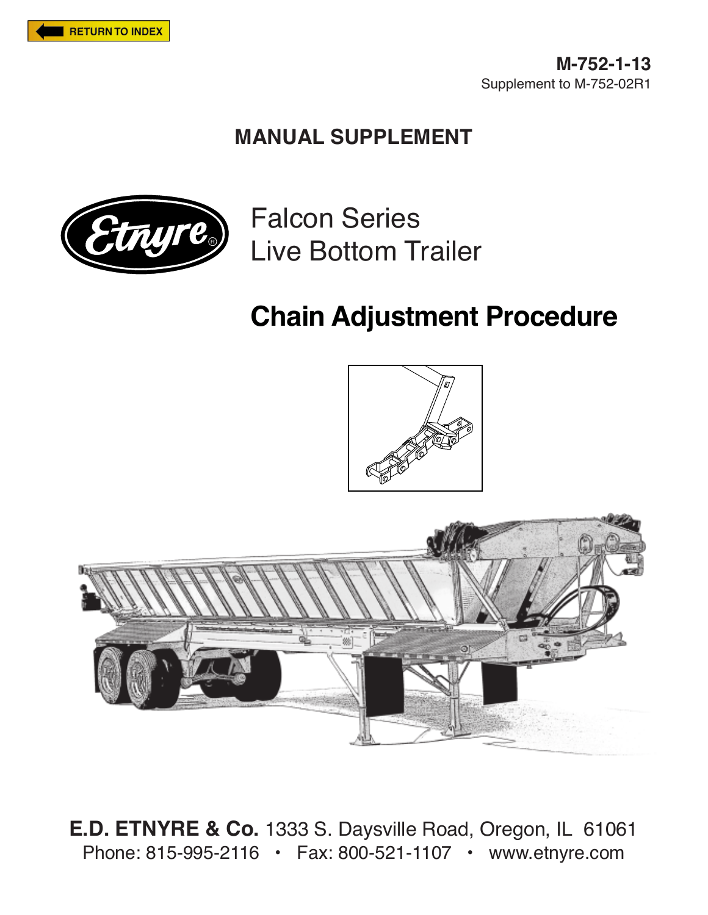RETURN TO INDEX

**M-752-1-13**
Supplement to M-752-02R1

## MANUAL SUPPLEMENT

Etnyre®

# Falcon Series
# Live Bottom Trailer

# Chain Adjustment Procedure

**E.D. ETNYRE & Co.** 1333 S. Daysville Road, Oregon, IL 61061
Phone: 815-995-2116 • Fax: 800-521-1107 • www.etnyre.com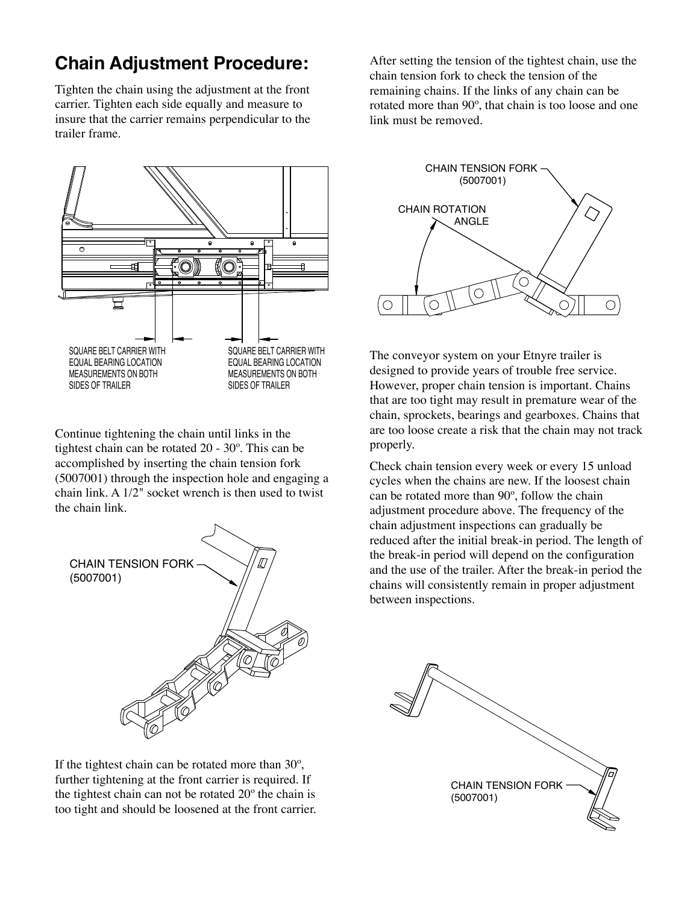## Chain Adjustment Procedure:

Tighten the chain using the adjustment at the front carrier. Tighten each side equally and measure to insure that the carrier remains perpendicular to the trailer frame.

SQUARE BELT CARRIER WITH EQUAL BEARING LOCATION MEASUREMENTS ON BOTH SIDES OF TRAILER

SQUARE BELT CARRIER WITH EQUAL BEARING LOCATION MEASUREMENTS ON BOTH SIDES OF TRAILER

Continue tightening the chain until links in the tightest chain can be rotated 20 - 30º. This can be accomplished by inserting the chain tension fork (5007001) through the inspection hole and engaging a chain link. A 1/2" socket wrench is then used to twist the chain link.

CHAIN TENSION FORK (5007001)

If the tightest chain can be rotated more than 30º, further tightening at the front carrier is required. If the tightest chain can not be rotated 20º the chain is too tight and should be loosened at the front carrier.

After setting the tension of the tightest chain, use the chain tension fork to check the tension of the remaining chains. If the links of any chain can be rotated more than 90º, that chain is too loose and one link must be removed.

CHAIN TENSION FORK (5007001)

CHAIN ROTATION ANGLE

The conveyor system on your Etnyre trailer is designed to provide years of trouble free service. However, proper chain tension is important. Chains that are too tight may result in premature wear of the chain, sprockets, bearings and gearboxes. Chains that are too loose create a risk that the chain may not track properly.

Check chain tension every week or every 15 unload cycles when the chains are new. If the loosest chain can be rotated more than 90º, follow the chain adjustment procedure above. The frequency of the chain adjustment inspections can gradually be reduced after the initial break-in period. The length of the break-in period will depend on the configuration and the use of the trailer. After the break-in period the chains will consistently remain in proper adjustment between inspections.

CHAIN TENSION FORK (5007001)